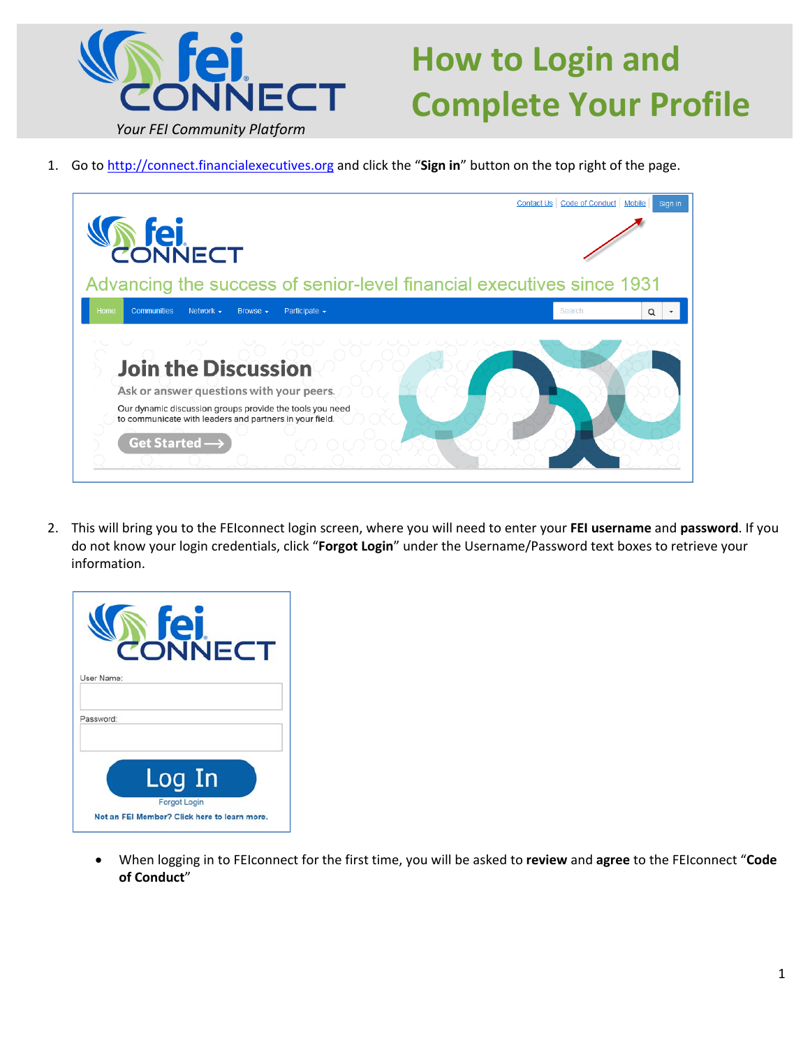# How to Login and Complete Your Profile

*Your FEI Community Platform*

1. Go to http://connect.financialexecutives.org and click the "**Sign in**" button on the top right of the page.

2. This will bring you to the FEIconnect login screen, where you will need to enter your **FEI username** and **password**. If you do not know your login credentials, click "**Forgot Login**" under the Username/Password text boxes to retrieve your information.

   - When logging in to FEIconnect for the first time, you will be asked to **review** and **agree** to the FEIconnect "**Code of Conduct**"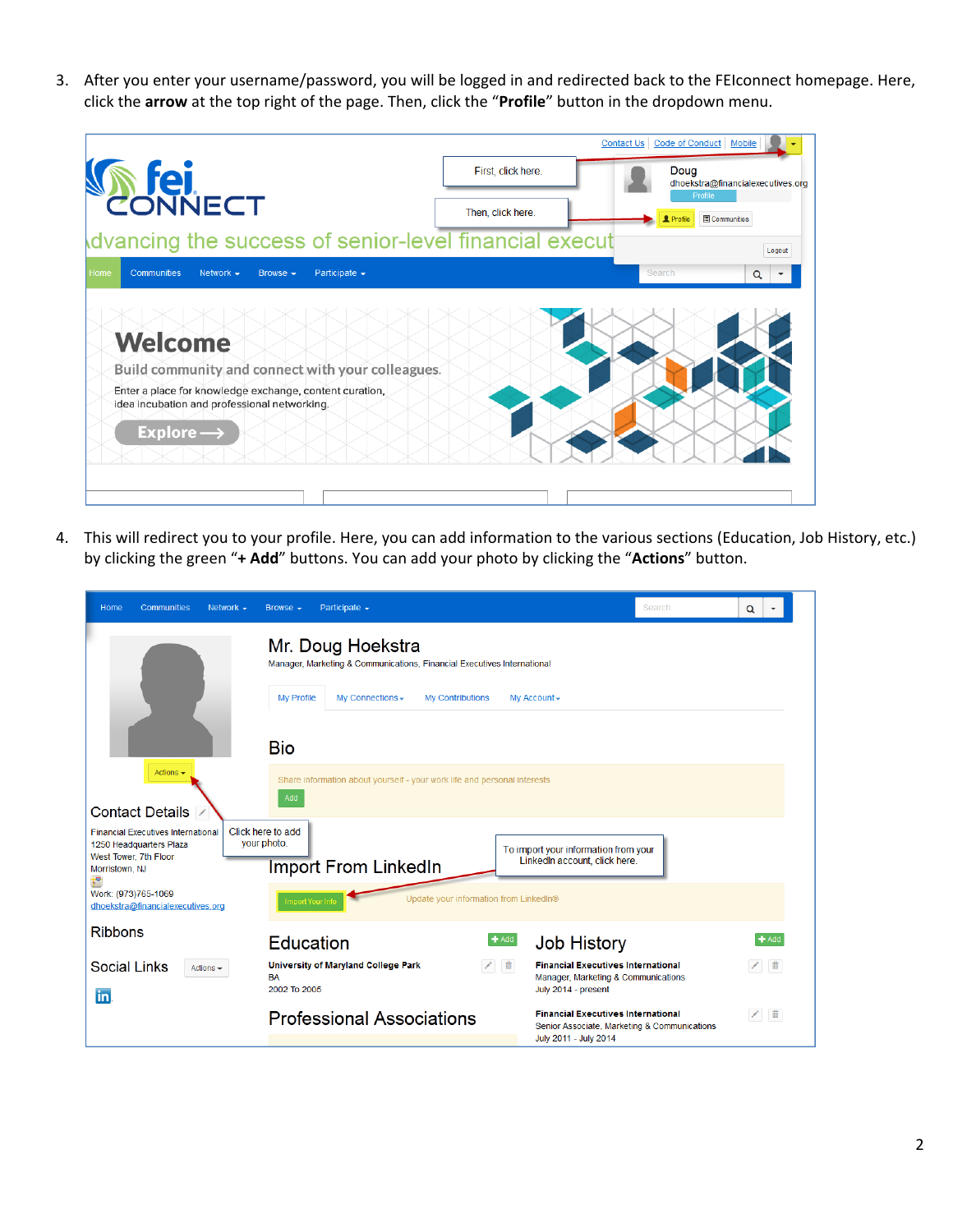3. After you enter your username/password, you will be logged in and redirected back to the FEIconnect homepage. Here, click the **arrow** at the top right of the page. Then, click the "**Profile**" button in the dropdown menu.

4. This will redirect you to your profile. Here, you can add information to the various sections (Education, Job History, etc.) by clicking the green "**+ Add**" buttons. You can add your photo by clicking the "**Actions**" button.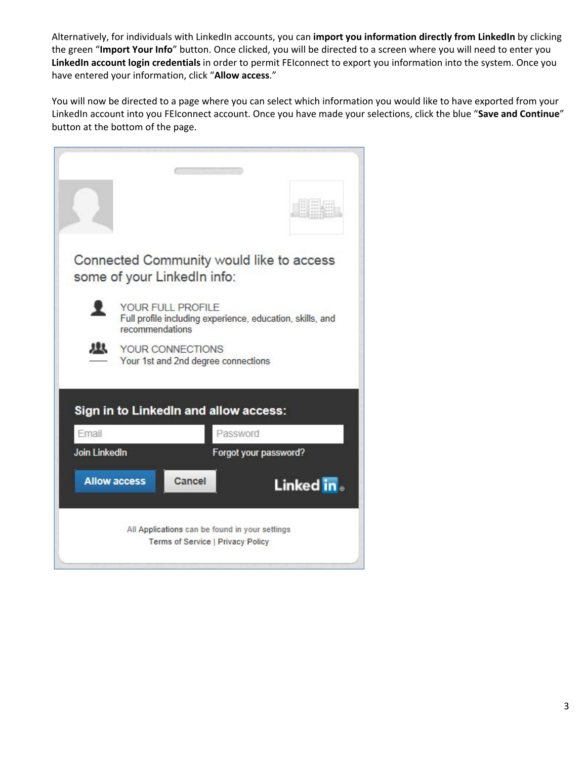Alternatively, for individuals with LinkedIn accounts, you can **import you information directly from LinkedIn** by clicking the green "**Import Your Info**" button. Once clicked, you will be directed to a screen where you will need to enter you **LinkedIn account login credentials** in order to permit FEIconnect to export you information into the system. Once you have entered your information, click "**Allow access**."

You will now be directed to a page where you can select which information you would like to have exported from your LinkedIn account into you FEIconnect account. Once you have made your selections, click the blue "**Save and Continue**" button at the bottom of the page.

Connected Community would like to access some of your LinkedIn info:

YOUR FULL PROFILE
Full profile including experience, education, skills, and recommendations

YOUR CONNECTIONS
Your 1st and 2nd degree connections

Sign in to LinkedIn and allow access:

Email

Password

Join LinkedIn

Forgot your password?

Allow access

Cancel

LinkedIn

All Applications can be found in your settings

Terms of Service | Privacy Policy